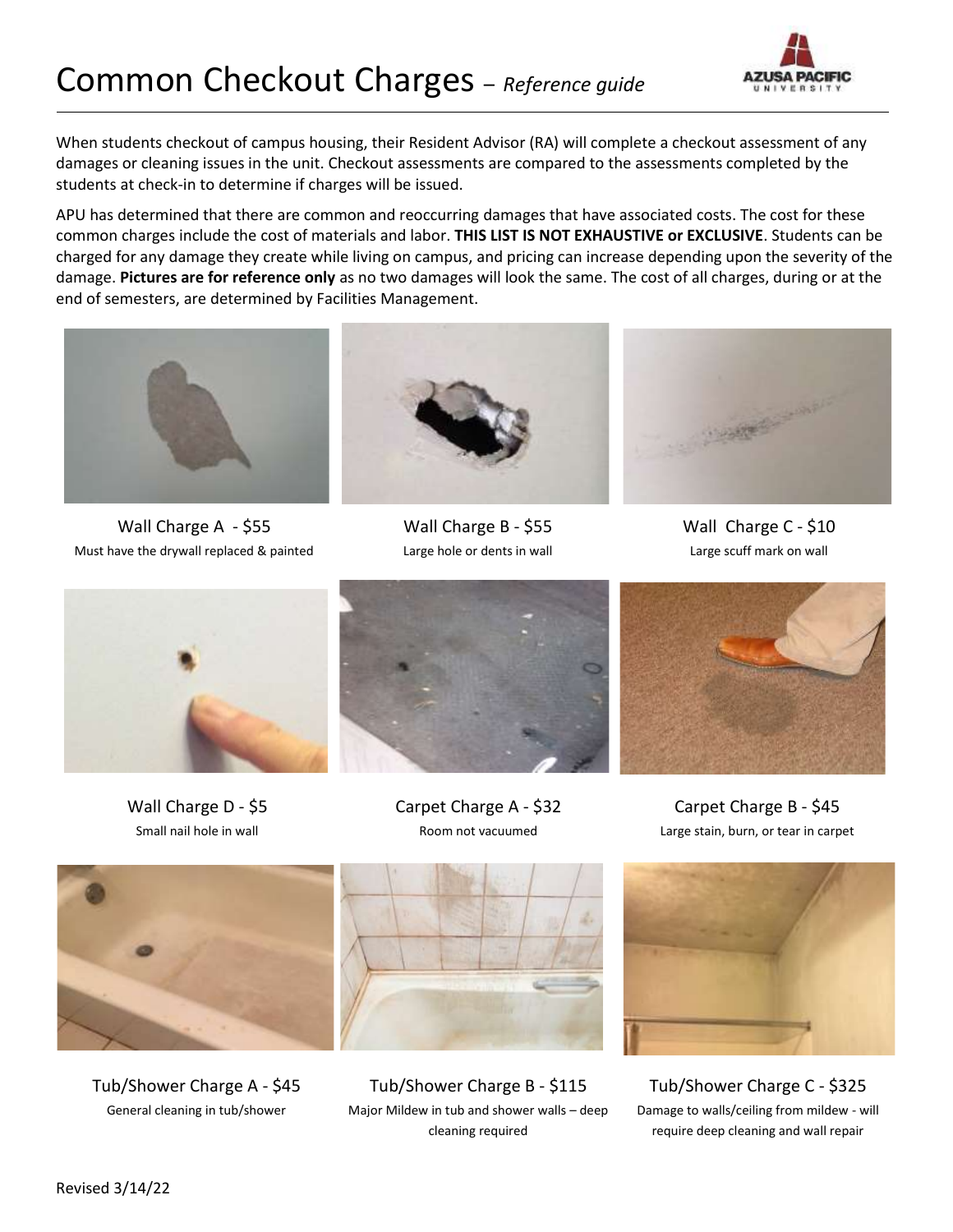# Common Checkout Charges – *Reference guide*

When students checkout of campus housing, their Resident Advisor (RA) will complete a checkout assessment of any damages or cleaning issues in the unit. Checkout assessments are compared to the assessments completed by the students at check-in to determine if charges will be issued.

APU has determined that there are common and reoccurring damages that have associated costs. The cost for these common charges include the cost of materials and labor. **THIS LIST IS NOT EXHAUSTIVE or EXCLUSIVE**. Students can be charged for any damage they create while living on campus, and pricing can increase depending upon the severity of the damage. **Pictures are for reference only** as no two damages will look the same. The cost of all charges, during or at the end of semesters, are determined by Facilities Management.

Wall Charge A - $55
Must have the drywall replaced & painted

Wall Charge B - $55
Large hole or dents in wall

Wall Charge C - $10
Large scuff mark on wall

Wall Charge D - $5
Small nail hole in wall

Carpet Charge A - $32
Room not vacuumed

Carpet Charge B - $45
Large stain, burn, or tear in carpet

Tub/Shower Charge A - $45
General cleaning in tub/shower

Tub/Shower Charge B - $115
Major Mildew in tub and shower walls – deep cleaning required

Tub/Shower Charge C - $325
Damage to walls/ceiling from mildew - will require deep cleaning and wall repair

Revised 3/14/22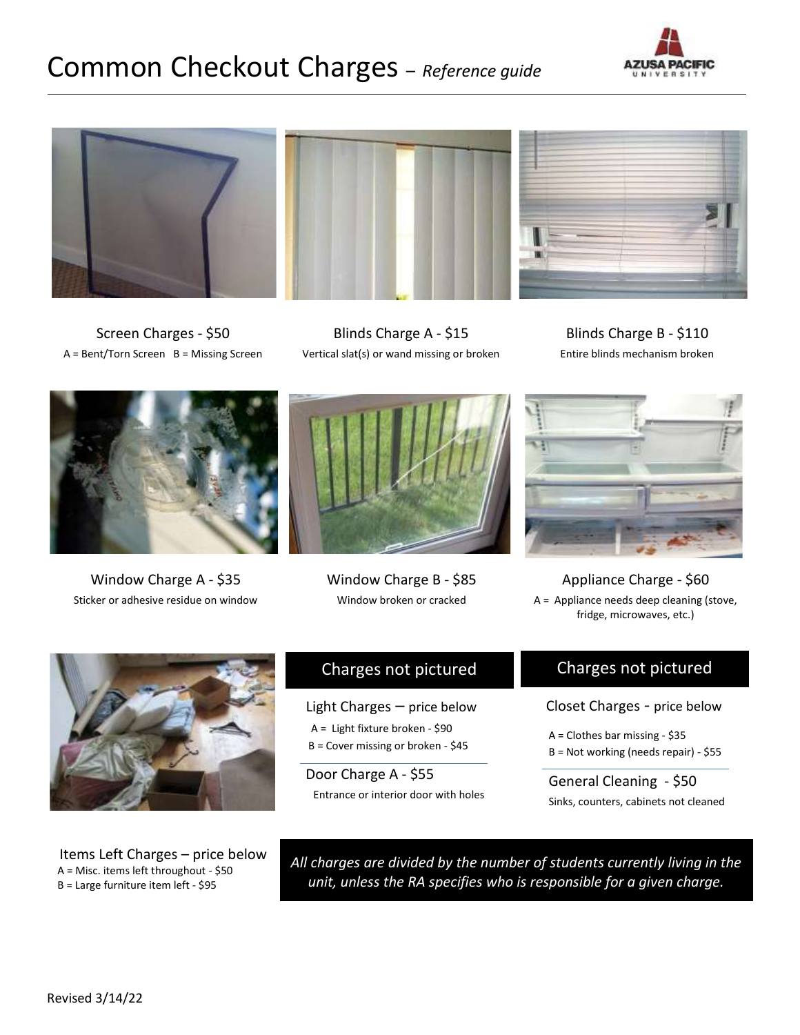# Common Checkout Charges – *Reference guide*

AZUSA PACIFIC UNIVERSITY

Screen Charges - $50
A = Bent/Torn Screen B = Missing Screen

Blinds Charge A - $15
Vertical slat(s) or wand missing or broken

Blinds Charge B - $110
Entire blinds mechanism broken

Window Charge A - $35
Sticker or adhesive residue on window

Window Charge B - $85
Window broken or cracked

Appliance Charge - $60
A = Appliance needs deep cleaning (stove, fridge, microwaves, etc.)

## Charges not pictured

Light Charges – price below
A = Light fixture broken - $90
B = Cover missing or broken - $45

Door Charge A - $55
Entrance or interior door with holes

## Charges not pictured

Closet Charges - price below
A = Clothes bar missing - $35
B = Not working (needs repair) - $55

General Cleaning - $50
Sinks, counters, cabinets not cleaned

Items Left Charges – price below
A = Misc. items left throughout - $50
B = Large furniture item left - $95

*All charges are divided by the number of students currently living in the unit, unless the RA specifies who is responsible for a given charge.*

Revised 3/14/22